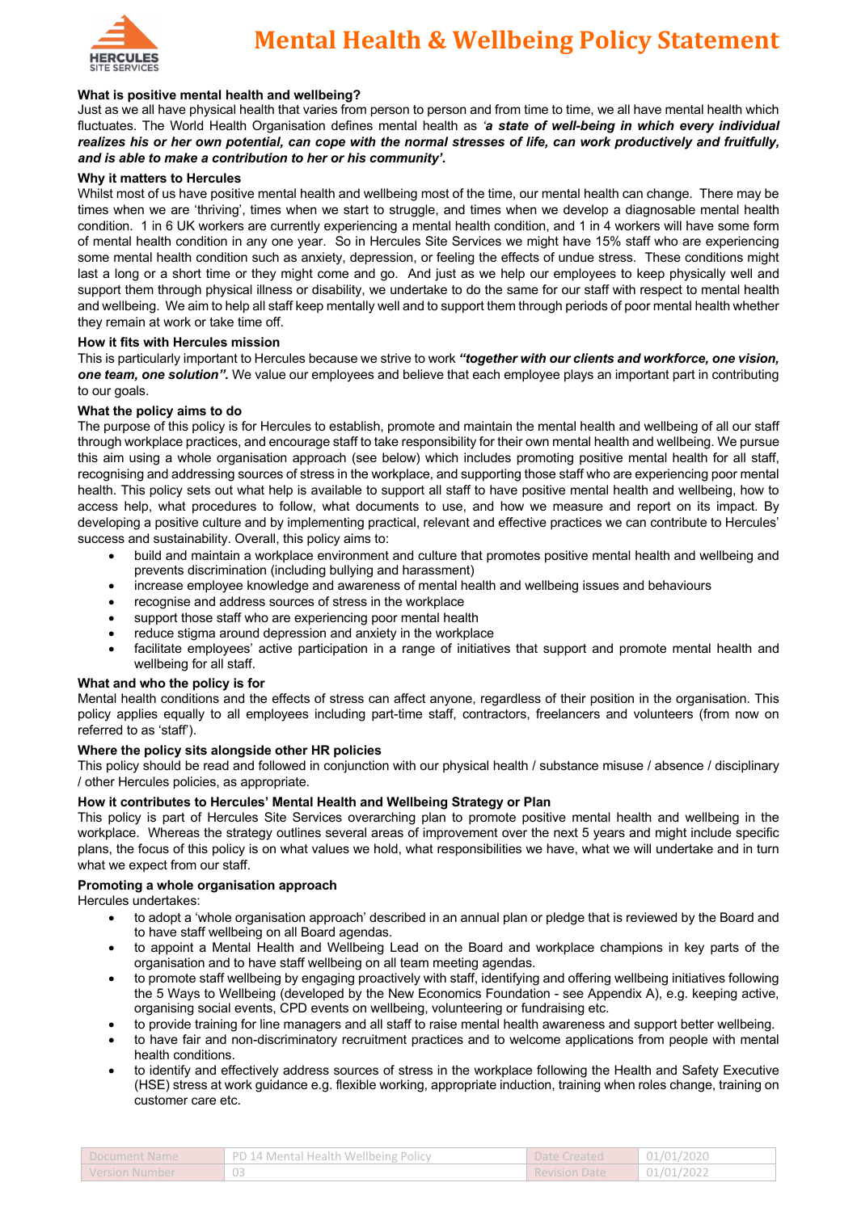# Mental Health & Wellbeing Policy Statement

**What is positive mental health and wellbeing?**

Just as we all have physical health that varies from person to person and from time to time, we all have mental health which fluctuates. The World Health Organisation defines mental health as *'**a state of well-being in which every individual realizes his or her own potential, can cope with the normal stresses of life, can work productively and fruitfully, and is able to make a contribution to her or his community'**.*

**Why it matters to Hercules**

Whilst most of us have positive mental health and wellbeing most of the time, our mental health can change. There may be times when we are 'thriving', times when we start to struggle, and times when we develop a diagnosable mental health condition. 1 in 6 UK workers are currently experiencing a mental health condition, and 1 in 4 workers will have some form of mental health condition in any one year. So in Hercules Site Services we might have 15% staff who are experiencing some mental health condition such as anxiety, depression, or feeling the effects of undue stress. These conditions might last a long or a short time or they might come and go. And just as we help our employees to keep physically well and support them through physical illness or disability, we undertake to do the same for our staff with respect to mental health and wellbeing. We aim to help all staff keep mentally well and to support them through periods of poor mental health whether they remain at work or take time off.

**How it fits with Hercules mission**

This is particularly important to Hercules because we strive to work ***"together with our clients and workforce, one vision, one team, one solution".*** We value our employees and believe that each employee plays an important part in contributing to our goals.

**What the policy aims to do**

The purpose of this policy is for Hercules to establish, promote and maintain the mental health and wellbeing of all our staff through workplace practices, and encourage staff to take responsibility for their own mental health and wellbeing. We pursue this aim using a whole organisation approach (see below) which includes promoting positive mental health for all staff, recognising and addressing sources of stress in the workplace, and supporting those staff who are experiencing poor mental health. This policy sets out what help is available to support all staff to have positive mental health and wellbeing, how to access help, what procedures to follow, what documents to use, and how we measure and report on its impact. By developing a positive culture and by implementing practical, relevant and effective practices we can contribute to Hercules' success and sustainability. Overall, this policy aims to:

- build and maintain a workplace environment and culture that promotes positive mental health and wellbeing and prevents discrimination (including bullying and harassment)
- increase employee knowledge and awareness of mental health and wellbeing issues and behaviours
- recognise and address sources of stress in the workplace
- support those staff who are experiencing poor mental health
- reduce stigma around depression and anxiety in the workplace
- facilitate employees' active participation in a range of initiatives that support and promote mental health and wellbeing for all staff.

**What and who the policy is for**

Mental health conditions and the effects of stress can affect anyone, regardless of their position in the organisation. This policy applies equally to all employees including part-time staff, contractors, freelancers and volunteers (from now on referred to as 'staff').

**Where the policy sits alongside other HR policies**

This policy should be read and followed in conjunction with our physical health / substance misuse / absence / disciplinary / other Hercules policies, as appropriate.

**How it contributes to Hercules' Mental Health and Wellbeing Strategy or Plan**

This policy is part of Hercules Site Services overarching plan to promote positive mental health and wellbeing in the workplace. Whereas the strategy outlines several areas of improvement over the next 5 years and might include specific plans, the focus of this policy is on what values we hold, what responsibilities we have, what we will undertake and in turn what we expect from our staff.

**Promoting a whole organisation approach**

Hercules undertakes:

- to adopt a 'whole organisation approach' described in an annual plan or pledge that is reviewed by the Board and to have staff wellbeing on all Board agendas.
- to appoint a Mental Health and Wellbeing Lead on the Board and workplace champions in key parts of the organisation and to have staff wellbeing on all team meeting agendas.
- to promote staff wellbeing by engaging proactively with staff, identifying and offering wellbeing initiatives following the 5 Ways to Wellbeing (developed by the New Economics Foundation - see Appendix A), e.g. keeping active, organising social events, CPD events on wellbeing, volunteering or fundraising etc.
- to provide training for line managers and all staff to raise mental health awareness and support better wellbeing.
- to have fair and non-discriminatory recruitment practices and to welcome applications from people with mental health conditions.
- to identify and effectively address sources of stress in the workplace following the Health and Safety Executive (HSE) stress at work guidance e.g. flexible working, appropriate induction, training when roles change, training on customer care etc.

| | | | |
|---|---|---|---|
| Document Name | PD 14 Mental Health Wellbeing Policy | Date Created | 01/01/2020 |
| Version Number | 03 | Revision Date | 01/01/2022 |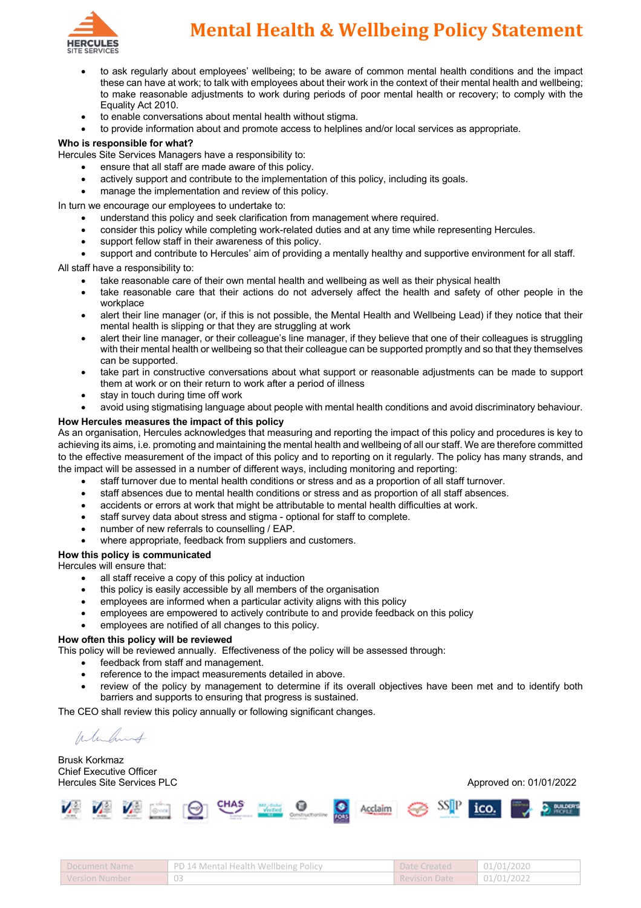- to ask regularly about employees' wellbeing; to be aware of common mental health conditions and the impact these can have at work; to talk with employees about their work in the context of their mental health and wellbeing; to make reasonable adjustments to work during periods of poor mental health or recovery; to comply with the Equality Act 2010.
- to enable conversations about mental health without stigma.
- to provide information about and promote access to helplines and/or local services as appropriate.

**Who is responsible for what?**

Hercules Site Services Managers have a responsibility to:

- ensure that all staff are made aware of this policy.
- actively support and contribute to the implementation of this policy, including its goals.
- manage the implementation and review of this policy.

In turn we encourage our employees to undertake to:

- understand this policy and seek clarification from management where required.
- consider this policy while completing work-related duties and at any time while representing Hercules.
- support fellow staff in their awareness of this policy.
- support and contribute to Hercules' aim of providing a mentally healthy and supportive environment for all staff.

All staff have a responsibility to:

- take reasonable care of their own mental health and wellbeing as well as their physical health
- take reasonable care that their actions do not adversely affect the health and safety of other people in the workplace
- alert their line manager (or, if this is not possible, the Mental Health and Wellbeing Lead) if they notice that their mental health is slipping or that they are struggling at work
- alert their line manager, or their colleague's line manager, if they believe that one of their colleagues is struggling with their mental health or wellbeing so that their colleague can be supported promptly and so that they themselves can be supported.
- take part in constructive conversations about what support or reasonable adjustments can be made to support them at work or on their return to work after a period of illness
- stay in touch during time off work
- avoid using stigmatising language about people with mental health conditions and avoid discriminatory behaviour.

**How Hercules measures the impact of this policy**

As an organisation, Hercules acknowledges that measuring and reporting the impact of this policy and procedures is key to achieving its aims, i.e. promoting and maintaining the mental health and wellbeing of all our staff. We are therefore committed to the effective measurement of the impact of this policy and to reporting on it regularly. The policy has many strands, and the impact will be assessed in a number of different ways, including monitoring and reporting:

- staff turnover due to mental health conditions or stress and as a proportion of all staff turnover.
- staff absences due to mental health conditions or stress and as proportion of all staff absences.
- accidents or errors at work that might be attributable to mental health difficulties at work.
- staff survey data about stress and stigma - optional for staff to complete.
- number of new referrals to counselling / EAP.
- where appropriate, feedback from suppliers and customers.

**How this policy is communicated**

Hercules will ensure that:

- all staff receive a copy of this policy at induction
- this policy is easily accessible by all members of the organisation
- employees are informed when a particular activity aligns with this policy
- employees are empowered to actively contribute to and provide feedback on this policy
- employees are notified of all changes to this policy.

**How often this policy will be reviewed**

This policy will be reviewed annually. Effectiveness of the policy will be assessed through:

- feedback from staff and management.
- reference to the impact measurements detailed in above.
- review of the policy by management to determine if its overall objectives have been met and to identify both barriers and supports to ensuring that progress is sustained.

The CEO shall review this policy annually or following significant changes.

Brusk Korkmaz
Chief Executive Officer
Hercules Site Services PLC

Approved on: 01/01/2022

| | | | |
|---|---|---|---|
| Document Name | PD 14 Mental Health Wellbeing Policy | Date Created | 01/01/2020 |
| Version Number | 03 | Revision Date | 01/01/2022 |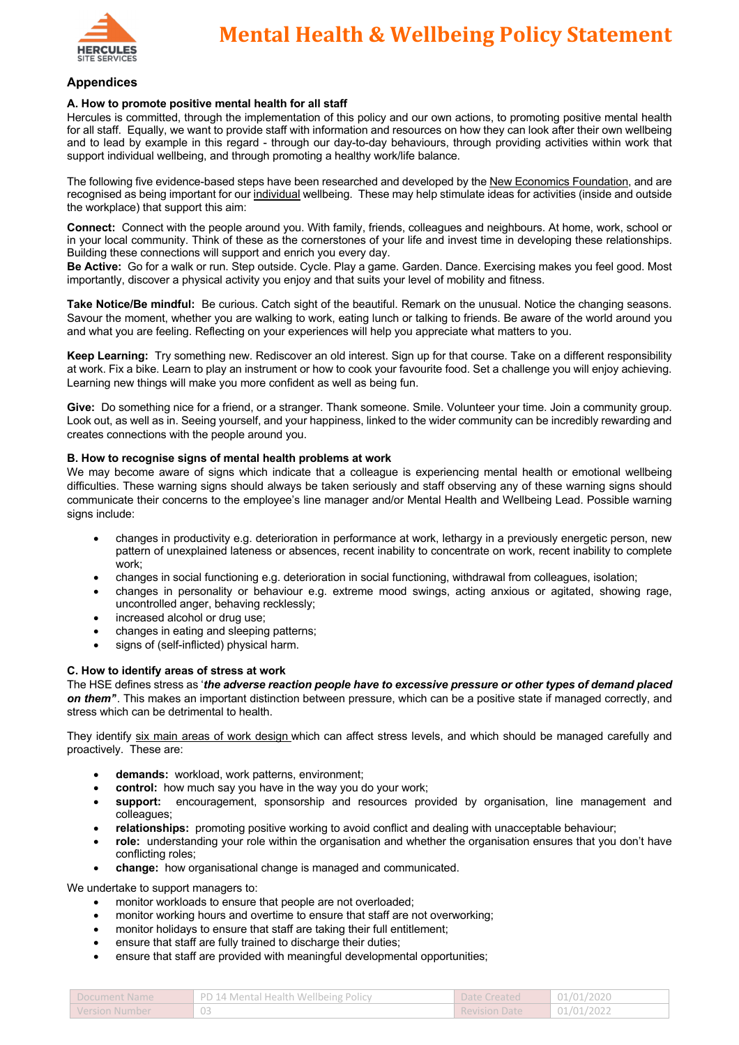## Appendices

### A. How to promote positive mental health for all staff

Hercules is committed, through the implementation of this policy and our own actions, to promoting positive mental health for all staff. Equally, we want to provide staff with information and resources on how they can look after their own wellbeing and to lead by example in this regard - through our day-to-day behaviours, through providing activities within work that support individual wellbeing, and through promoting a healthy work/life balance.

The following five evidence-based steps have been researched and developed by the New Economics Foundation, and are recognised as being important for our individual wellbeing. These may help stimulate ideas for activities (inside and outside the workplace) that support this aim:

**Connect:** Connect with the people around you. With family, friends, colleagues and neighbours. At home, work, school or in your local community. Think of these as the cornerstones of your life and invest time in developing these relationships. Building these connections will support and enrich you every day.

**Be Active:** Go for a walk or run. Step outside. Cycle. Play a game. Garden. Dance. Exercising makes you feel good. Most importantly, discover a physical activity you enjoy and that suits your level of mobility and fitness.

**Take Notice/Be mindful:** Be curious. Catch sight of the beautiful. Remark on the unusual. Notice the changing seasons. Savour the moment, whether you are walking to work, eating lunch or talking to friends. Be aware of the world around you and what you are feeling. Reflecting on your experiences will help you appreciate what matters to you.

**Keep Learning:** Try something new. Rediscover an old interest. Sign up for that course. Take on a different responsibility at work. Fix a bike. Learn to play an instrument or how to cook your favourite food. Set a challenge you will enjoy achieving. Learning new things will make you more confident as well as being fun.

**Give:** Do something nice for a friend, or a stranger. Thank someone. Smile. Volunteer your time. Join a community group. Look out, as well as in. Seeing yourself, and your happiness, linked to the wider community can be incredibly rewarding and creates connections with the people around you.

### B. How to recognise signs of mental health problems at work

We may become aware of signs which indicate that a colleague is experiencing mental health or emotional wellbeing difficulties. These warning signs should always be taken seriously and staff observing any of these warning signs should communicate their concerns to the employee's line manager and/or Mental Health and Wellbeing Lead. Possible warning signs include:

- changes in productivity e.g. deterioration in performance at work, lethargy in a previously energetic person, new pattern of unexplained lateness or absences, recent inability to concentrate on work, recent inability to complete work;
- changes in social functioning e.g. deterioration in social functioning, withdrawal from colleagues, isolation;
- changes in personality or behaviour e.g. extreme mood swings, acting anxious or agitated, showing rage, uncontrolled anger, behaving recklessly;
- increased alcohol or drug use;
- changes in eating and sleeping patterns;
- signs of (self-inflicted) physical harm.

### C. How to identify areas of stress at work

The HSE defines stress as '***the adverse reaction people have to excessive pressure or other types of demand placed on them"***. This makes an important distinction between pressure, which can be a positive state if managed correctly, and stress which can be detrimental to health.

They identify six main areas of work design which can affect stress levels, and which should be managed carefully and proactively. These are:

- **demands:** workload, work patterns, environment;
- **control:** how much say you have in the way you do your work;
- **support:** encouragement, sponsorship and resources provided by organisation, line management and colleagues;
- **relationships:** promoting positive working to avoid conflict and dealing with unacceptable behaviour;
- **role:** understanding your role within the organisation and whether the organisation ensures that you don't have conflicting roles;
- **change:** how organisational change is managed and communicated.

We undertake to support managers to:

- monitor workloads to ensure that people are not overloaded;
- monitor working hours and overtime to ensure that staff are not overworking;
- monitor holidays to ensure that staff are taking their full entitlement;
- ensure that staff are fully trained to discharge their duties;
- ensure that staff are provided with meaningful developmental opportunities;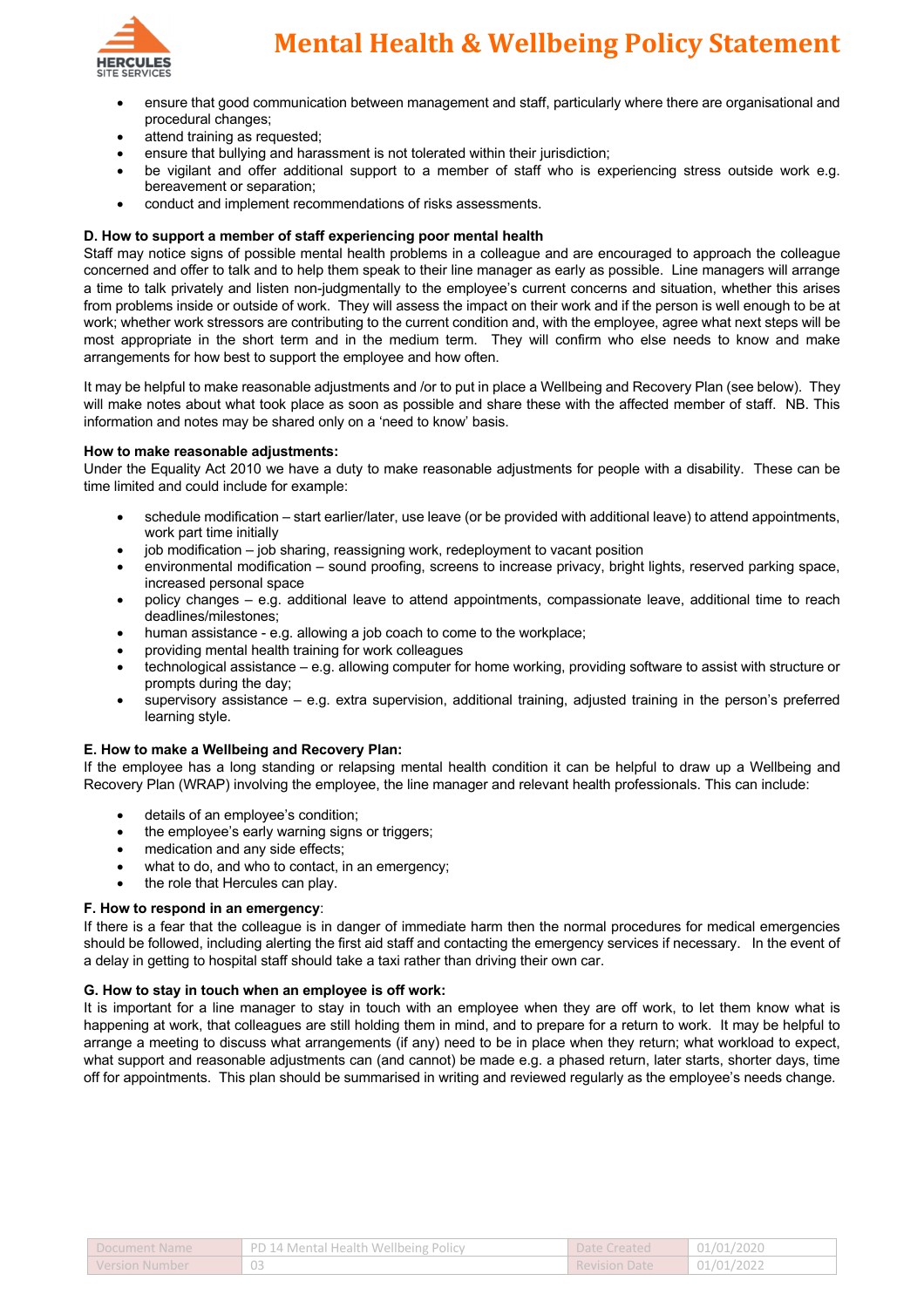- ensure that good communication between management and staff, particularly where there are organisational and procedural changes;
- attend training as requested;
- ensure that bullying and harassment is not tolerated within their jurisdiction;
- be vigilant and offer additional support to a member of staff who is experiencing stress outside work e.g. bereavement or separation;
- conduct and implement recommendations of risks assessments.

**D. How to support a member of staff experiencing poor mental health**

Staff may notice signs of possible mental health problems in a colleague and are encouraged to approach the colleague concerned and offer to talk and to help them speak to their line manager as early as possible. Line managers will arrange a time to talk privately and listen non-judgmentally to the employee's current concerns and situation, whether this arises from problems inside or outside of work. They will assess the impact on their work and if the person is well enough to be at work; whether work stressors are contributing to the current condition and, with the employee, agree what next steps will be most appropriate in the short term and in the medium term. They will confirm who else needs to know and make arrangements for how best to support the employee and how often.

It may be helpful to make reasonable adjustments and /or to put in place a Wellbeing and Recovery Plan (see below). They will make notes about what took place as soon as possible and share these with the affected member of staff. NB. This information and notes may be shared only on a 'need to know' basis.

**How to make reasonable adjustments:**

Under the Equality Act 2010 we have a duty to make reasonable adjustments for people with a disability. These can be time limited and could include for example:

- schedule modification – start earlier/later, use leave (or be provided with additional leave) to attend appointments, work part time initially
- job modification – job sharing, reassigning work, redeployment to vacant position
- environmental modification – sound proofing, screens to increase privacy, bright lights, reserved parking space, increased personal space
- policy changes – e.g. additional leave to attend appointments, compassionate leave, additional time to reach deadlines/milestones;
- human assistance - e.g. allowing a job coach to come to the workplace;
- providing mental health training for work colleagues
- technological assistance – e.g. allowing computer for home working, providing software to assist with structure or prompts during the day;
- supervisory assistance – e.g. extra supervision, additional training, adjusted training in the person's preferred learning style.

**E. How to make a Wellbeing and Recovery Plan:**

If the employee has a long standing or relapsing mental health condition it can be helpful to draw up a Wellbeing and Recovery Plan (WRAP) involving the employee, the line manager and relevant health professionals. This can include:

- details of an employee's condition;
- the employee's early warning signs or triggers;
- medication and any side effects;
- what to do, and who to contact, in an emergency;
- the role that Hercules can play.

**F. How to respond in an emergency**:

If there is a fear that the colleague is in danger of immediate harm then the normal procedures for medical emergencies should be followed, including alerting the first aid staff and contacting the emergency services if necessary. In the event of a delay in getting to hospital staff should take a taxi rather than driving their own car.

**G. How to stay in touch when an employee is off work:**

It is important for a line manager to stay in touch with an employee when they are off work, to let them know what is happening at work, that colleagues are still holding them in mind, and to prepare for a return to work. It may be helpful to arrange a meeting to discuss what arrangements (if any) need to be in place when they return; what workload to expect, what support and reasonable adjustments can (and cannot) be made e.g. a phased return, later starts, shorter days, time off for appointments. This plan should be summarised in writing and reviewed regularly as the employee's needs change.